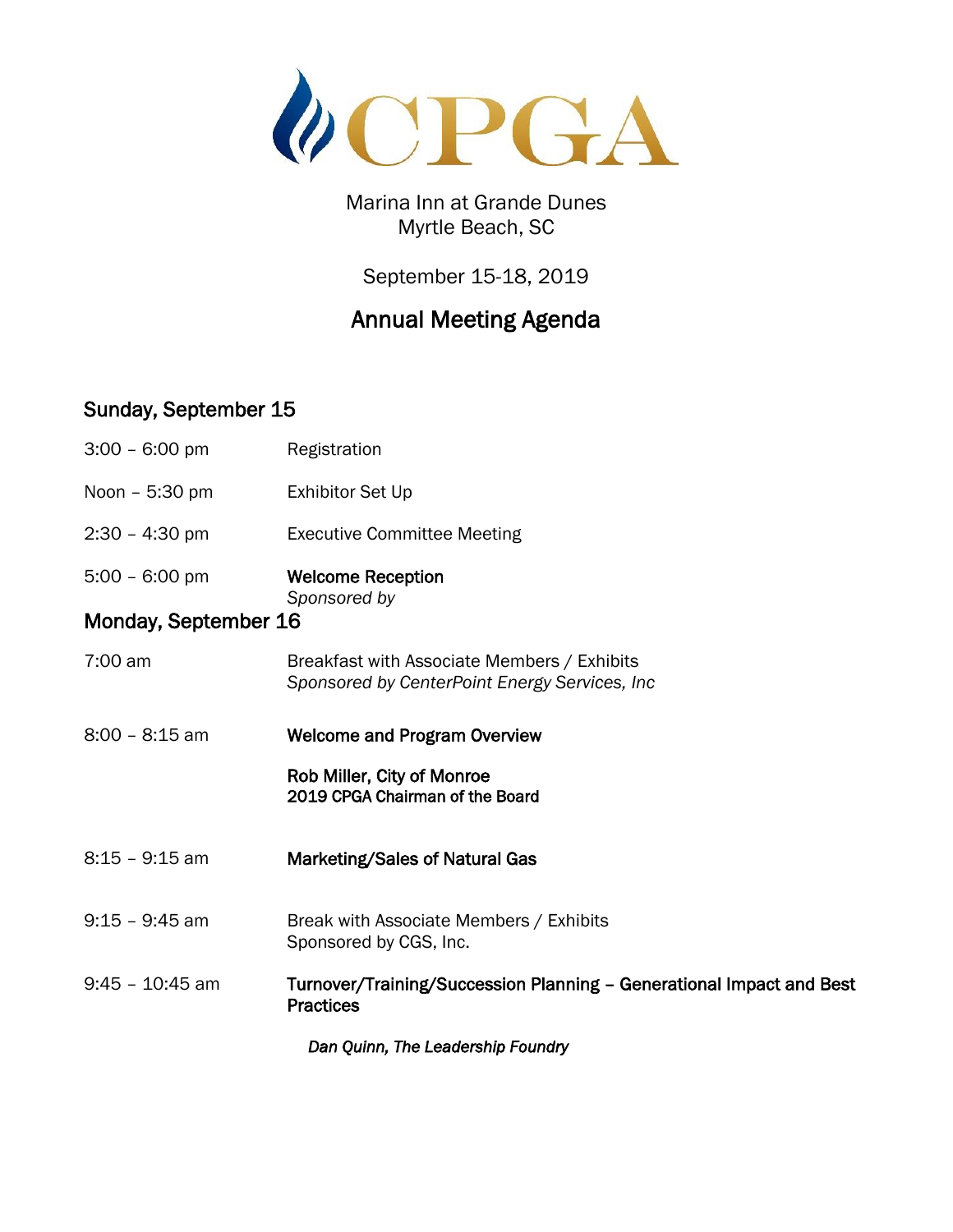# CPGA

Marina Inn at Grande Dunes
Myrtle Beach, SC

September 15-18, 2019

## Annual Meeting Agenda

### Sunday, September 15

3:00 – 6:00 pm — Registration

Noon – 5:30 pm — Exhibitor Set Up

2:30 – 4:30 pm — Executive Committee Meeting

5:00 – 6:00 pm — **Welcome Reception**
*Sponsored by*

### Monday, September 16

7:00 am — Breakfast with Associate Members / Exhibits
*Sponsored by CenterPoint Energy Services, Inc*

8:00 – 8:15 am — **Welcome and Program Overview**

**Rob Miller, City of Monroe**
**2019 CPGA Chairman of the Board**

8:15 – 9:15 am — **Marketing/Sales of Natural Gas**

9:15 – 9:45 am — Break with Associate Members / Exhibits
Sponsored by CGS, Inc.

9:45 – 10:45 am — **Turnover/Training/Succession Planning – Generational Impact and Best Practices**

***Dan Quinn, The Leadership Foundry***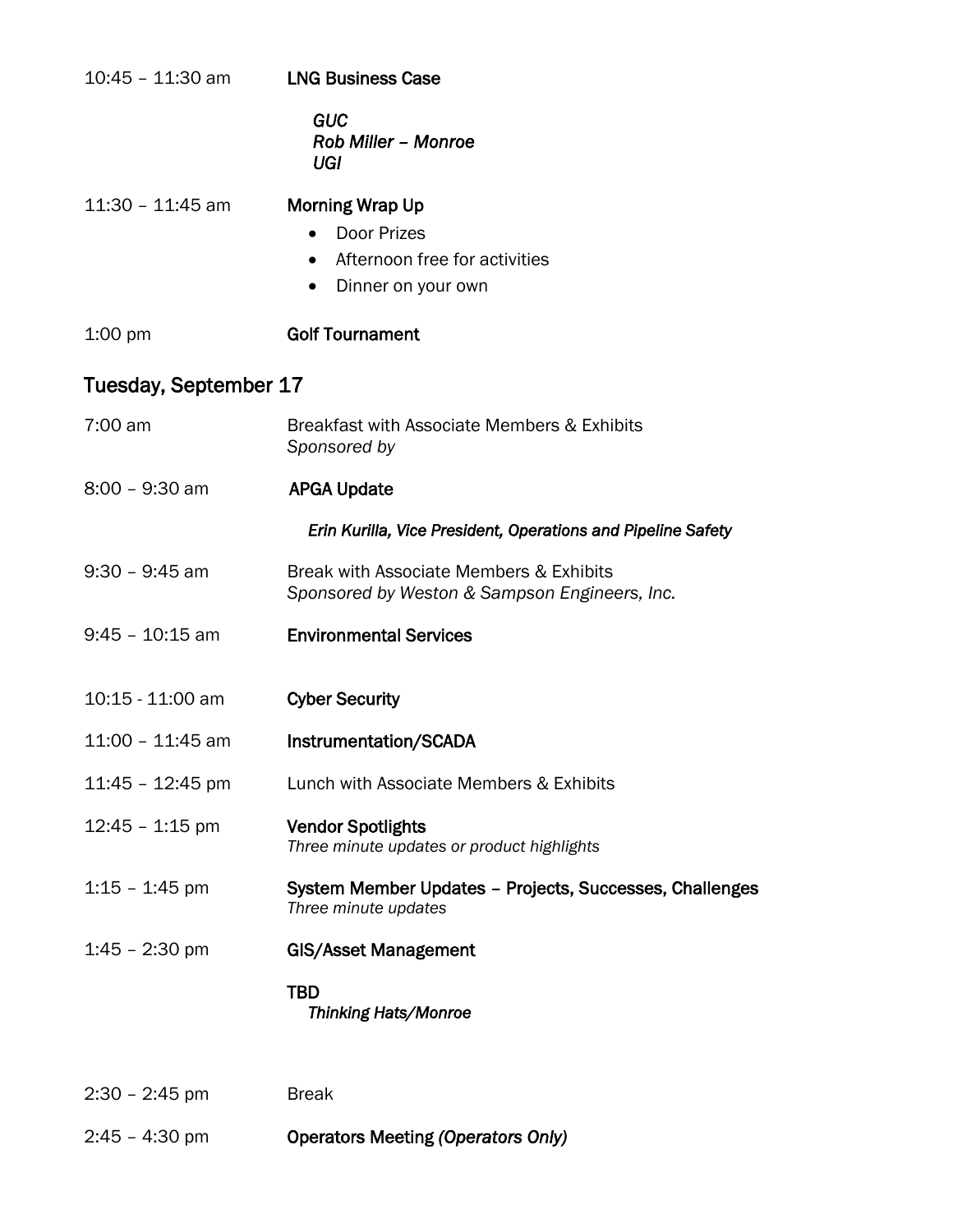10:45 – 11:30 am **LNG Business Case**

*GUC*
*Rob Miller – Monroe*
*UGI*

11:30 – 11:45 am **Morning Wrap Up**

- Door Prizes
- Afternoon free for activities
- Dinner on your own

1:00 pm **Golf Tournament**

## Tuesday, September 17

7:00 am Breakfast with Associate Members & Exhibits
*Sponsored by*

8:00 – 9:30 am **APGA Update**

***Erin Kurilla, Vice President, Operations and Pipeline Safety***

9:30 – 9:45 am Break with Associate Members & Exhibits
*Sponsored by Weston & Sampson Engineers, Inc.*

9:45 – 10:15 am **Environmental Services**

10:15 - 11:00 am **Cyber Security**

11:00 – 11:45 am **Instrumentation/SCADA**

11:45 – 12:45 pm Lunch with Associate Members & Exhibits

12:45 – 1:15 pm **Vendor Spotlights**
*Three minute updates or product highlights*

1:15 – 1:45 pm **System Member Updates – Projects, Successes, Challenges**
*Three minute updates*

1:45 – 2:30 pm **GIS/Asset Management**

**TBD**
***Thinking Hats/Monroe***

2:30 – 2:45 pm Break

2:45 – 4:30 pm **Operators Meeting *(Operators Only)***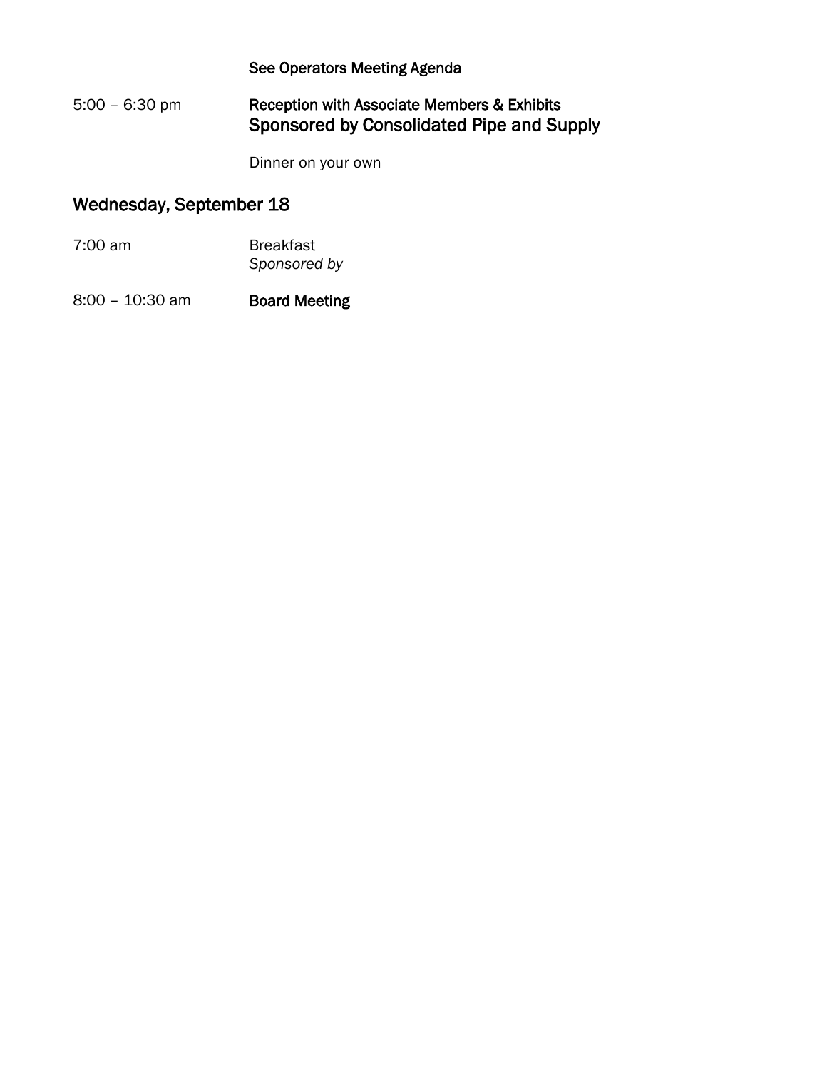**See Operators Meeting Agenda**

5:00 – 6:30 pm **Reception with Associate Members & Exhibits**
**Sponsored by Consolidated Pipe and Supply**

Dinner on your own

## Wednesday, September 18

7:00 am Breakfast
*Sponsored by*

8:00 – 10:30 am **Board Meeting**